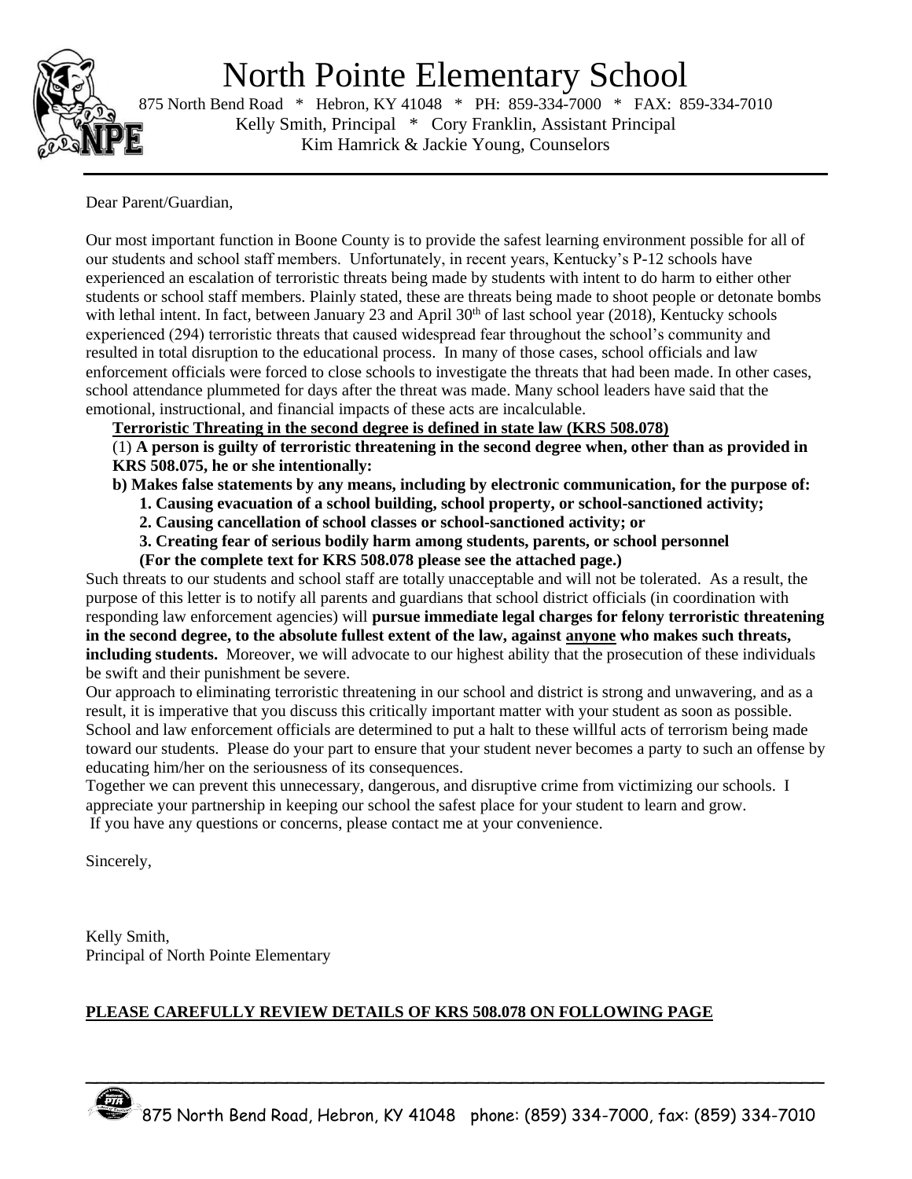# North Pointe Elementary School

875 North Bend Road * Hebron, KY 41048 * PH: 859-334-7000 * FAX: 859-334-7010
Kelly Smith, Principal * Cory Franklin, Assistant Principal
Kim Hamrick & Jackie Young, Counselors

---

Dear Parent/Guardian,

Our most important function in Boone County is to provide the safest learning environment possible for all of our students and school staff members. Unfortunately, in recent years, Kentucky's P-12 schools have experienced an escalation of terroristic threats being made by students with intent to do harm to either other students or school staff members. Plainly stated, these are threats being made to shoot people or detonate bombs with lethal intent. In fact, between January 23 and April 30th of last school year (2018), Kentucky schools experienced (294) terroristic threats that caused widespread fear throughout the school's community and resulted in total disruption to the educational process. In many of those cases, school officials and law enforcement officials were forced to close schools to investigate the threats that had been made. In other cases, school attendance plummeted for days after the threat was made. Many school leaders have said that the emotional, instructional, and financial impacts of these acts are incalculable.

**Terroristic Threating in the second degree is defined in state law (KRS 508.078)**

(1) **A person is guilty of terroristic threatening in the second degree when, other than as provided in KRS 508.075, he or she intentionally:**

**b) Makes false statements by any means, including by electronic communication, for the purpose of:**

**1. Causing evacuation of a school building, school property, or school-sanctioned activity;**

**2. Causing cancellation of school classes or school-sanctioned activity; or**

**3. Creating fear of serious bodily harm among students, parents, or school personnel**

**(For the complete text for KRS 508.078 please see the attached page.)**

Such threats to our students and school staff are totally unacceptable and will not be tolerated. As a result, the purpose of this letter is to notify all parents and guardians that school district officials (in coordination with responding law enforcement agencies) will **pursue immediate legal charges for felony terroristic threatening in the second degree, to the absolute fullest extent of the law, against <u>anyone</u> who makes such threats, including students.** Moreover, we will advocate to our highest ability that the prosecution of these individuals be swift and their punishment be severe.

Our approach to eliminating terroristic threatening in our school and district is strong and unwavering, and as a result, it is imperative that you discuss this critically important matter with your student as soon as possible. School and law enforcement officials are determined to put a halt to these willful acts of terrorism being made toward our students. Please do your part to ensure that your student never becomes a party to such an offense by educating him/her on the seriousness of its consequences.

Together we can prevent this unnecessary, dangerous, and disruptive crime from victimizing our schools. I appreciate your partnership in keeping our school the safest place for your student to learn and grow.

If you have any questions or concerns, please contact me at your convenience.

Sincerely,

Kelly Smith,
Principal of North Pointe Elementary

**<u>PLEASE CAREFULLY REVIEW DETAILS OF KRS 508.078 ON FOLLOWING PAGE</u>**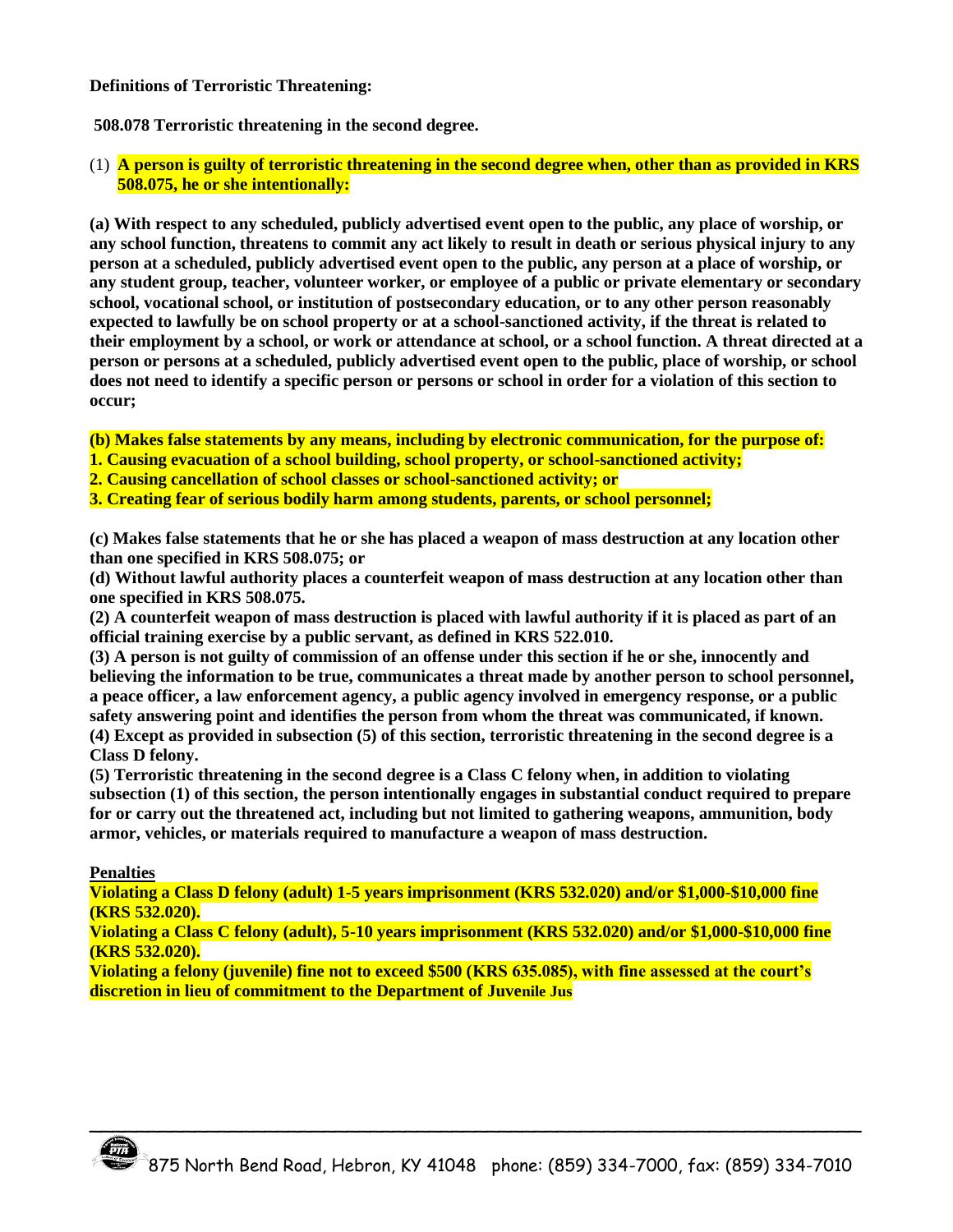**Definitions of Terroristic Threatening:**

**508.078 Terroristic threatening in the second degree.**

(1) **A person is guilty of terroristic threatening in the second degree when, other than as provided in KRS 508.075, he or she intentionally:**

**(a) With respect to any scheduled, publicly advertised event open to the public, any place of worship, or any school function, threatens to commit any act likely to result in death or serious physical injury to any person at a scheduled, publicly advertised event open to the public, any person at a place of worship, or any student group, teacher, volunteer worker, or employee of a public or private elementary or secondary school, vocational school, or institution of postsecondary education, or to any other person reasonably expected to lawfully be on school property or at a school-sanctioned activity, if the threat is related to their employment by a school, or work or attendance at school, or a school function. A threat directed at a person or persons at a scheduled, publicly advertised event open to the public, place of worship, or school does not need to identify a specific person or persons or school in order for a violation of this section to occur;**

**(b) Makes false statements by any means, including by electronic communication, for the purpose of:**
**1. Causing evacuation of a school building, school property, or school-sanctioned activity;**
**2. Causing cancellation of school classes or school-sanctioned activity; or**
**3. Creating fear of serious bodily harm among students, parents, or school personnel;**

**(c) Makes false statements that he or she has placed a weapon of mass destruction at any location other than one specified in KRS 508.075; or**
**(d) Without lawful authority places a counterfeit weapon of mass destruction at any location other than one specified in KRS 508.075.**
**(2) A counterfeit weapon of mass destruction is placed with lawful authority if it is placed as part of an official training exercise by a public servant, as defined in KRS 522.010.**
**(3) A person is not guilty of commission of an offense under this section if he or she, innocently and believing the information to be true, communicates a threat made by another person to school personnel, a peace officer, a law enforcement agency, a public agency involved in emergency response, or a public safety answering point and identifies the person from whom the threat was communicated, if known.**
**(4) Except as provided in subsection (5) of this section, terroristic threatening in the second degree is a Class D felony.**
**(5) Terroristic threatening in the second degree is a Class C felony when, in addition to violating subsection (1) of this section, the person intentionally engages in substantial conduct required to prepare for or carry out the threatened act, including but not limited to gathering weapons, ammunition, body armor, vehicles, or materials required to manufacture a weapon of mass destruction.**

**Penalties**
**Violating a Class D felony (adult) 1-5 years imprisonment (KRS 532.020) and/or $1,000-$10,000 fine (KRS 532.020).**
**Violating a Class C felony (adult), 5-10 years imprisonment (KRS 532.020) and/or $1,000-$10,000 fine (KRS 532.020).**
**Violating a felony (juvenile) fine not to exceed $500 (KRS 635.085), with fine assessed at the court's discretion in lieu of commitment to the Department of Juvenile Jus**

875 North Bend Road, Hebron, KY 41048 phone: (859) 334-7000, fax: (859) 334-7010